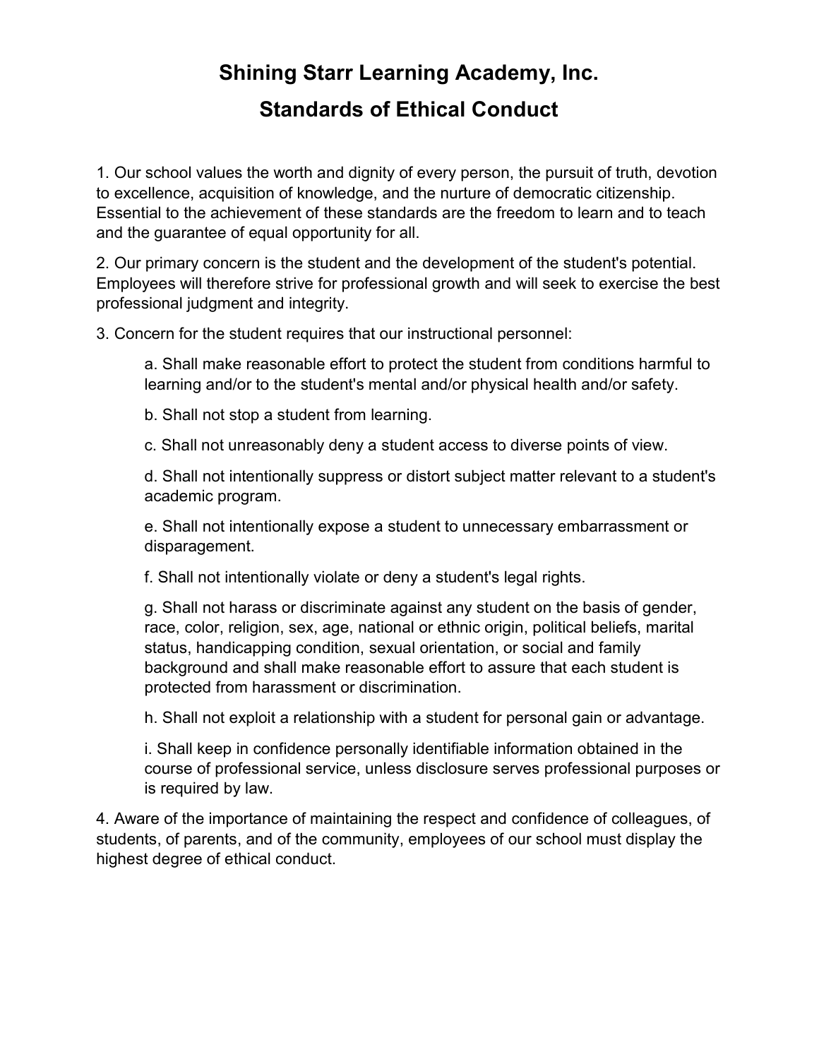# Shining Starr Learning Academy, Inc.

## Standards of Ethical Conduct

1. Our school values the worth and dignity of every person, the pursuit of truth, devotion to excellence, acquisition of knowledge, and the nurture of democratic citizenship. Essential to the achievement of these standards are the freedom to learn and to teach and the guarantee of equal opportunity for all.

2. Our primary concern is the student and the development of the student's potential. Employees will therefore strive for professional growth and will seek to exercise the best professional judgment and integrity.

3. Concern for the student requires that our instructional personnel:

   a. Shall make reasonable effort to protect the student from conditions harmful to learning and/or to the student's mental and/or physical health and/or safety.

   b. Shall not stop a student from learning.

   c. Shall not unreasonably deny a student access to diverse points of view.

   d. Shall not intentionally suppress or distort subject matter relevant to a student's academic program.

   e. Shall not intentionally expose a student to unnecessary embarrassment or disparagement.

   f. Shall not intentionally violate or deny a student's legal rights.

   g. Shall not harass or discriminate against any student on the basis of gender, race, color, religion, sex, age, national or ethnic origin, political beliefs, marital status, handicapping condition, sexual orientation, or social and family background and shall make reasonable effort to assure that each student is protected from harassment or discrimination.

   h. Shall not exploit a relationship with a student for personal gain or advantage.

   i. Shall keep in confidence personally identifiable information obtained in the course of professional service, unless disclosure serves professional purposes or is required by law.

4. Aware of the importance of maintaining the respect and confidence of colleagues, of students, of parents, and of the community, employees of our school must display the highest degree of ethical conduct.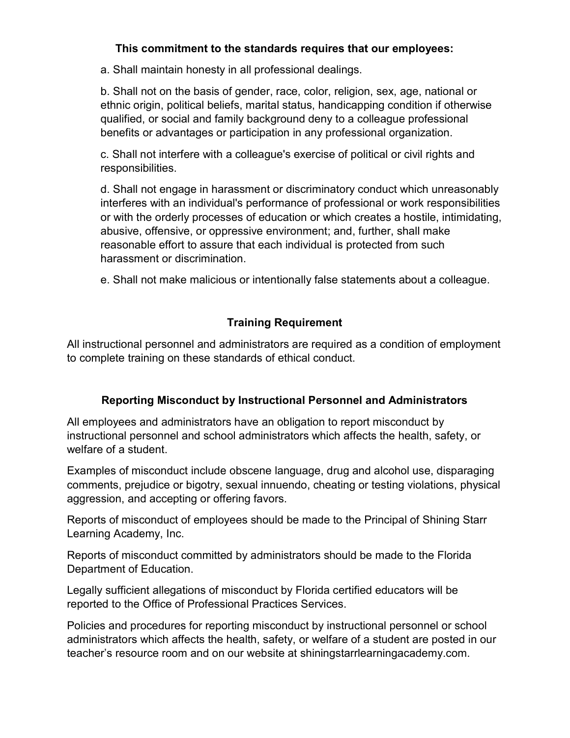**This commitment to the standards requires that our employees:**

a. Shall maintain honesty in all professional dealings.

b. Shall not on the basis of gender, race, color, religion, sex, age, national or ethnic origin, political beliefs, marital status, handicapping condition if otherwise qualified, or social and family background deny to a colleague professional benefits or advantages or participation in any professional organization.

c. Shall not interfere with a colleague's exercise of political or civil rights and responsibilities.

d. Shall not engage in harassment or discriminatory conduct which unreasonably interferes with an individual's performance of professional or work responsibilities or with the orderly processes of education or which creates a hostile, intimidating, abusive, offensive, or oppressive environment; and, further, shall make reasonable effort to assure that each individual is protected from such harassment or discrimination.

e. Shall not make malicious or intentionally false statements about a colleague.

## Training Requirement

All instructional personnel and administrators are required as a condition of employment to complete training on these standards of ethical conduct.

## Reporting Misconduct by Instructional Personnel and Administrators

All employees and administrators have an obligation to report misconduct by instructional personnel and school administrators which affects the health, safety, or welfare of a student.

Examples of misconduct include obscene language, drug and alcohol use, disparaging comments, prejudice or bigotry, sexual innuendo, cheating or testing violations, physical aggression, and accepting or offering favors.

Reports of misconduct of employees should be made to the Principal of Shining Starr Learning Academy, Inc.

Reports of misconduct committed by administrators should be made to the Florida Department of Education.

Legally sufficient allegations of misconduct by Florida certified educators will be reported to the Office of Professional Practices Services.

Policies and procedures for reporting misconduct by instructional personnel or school administrators which affects the health, safety, or welfare of a student are posted in our teacher's resource room and on our website at shiningstarrlearningacademy.com.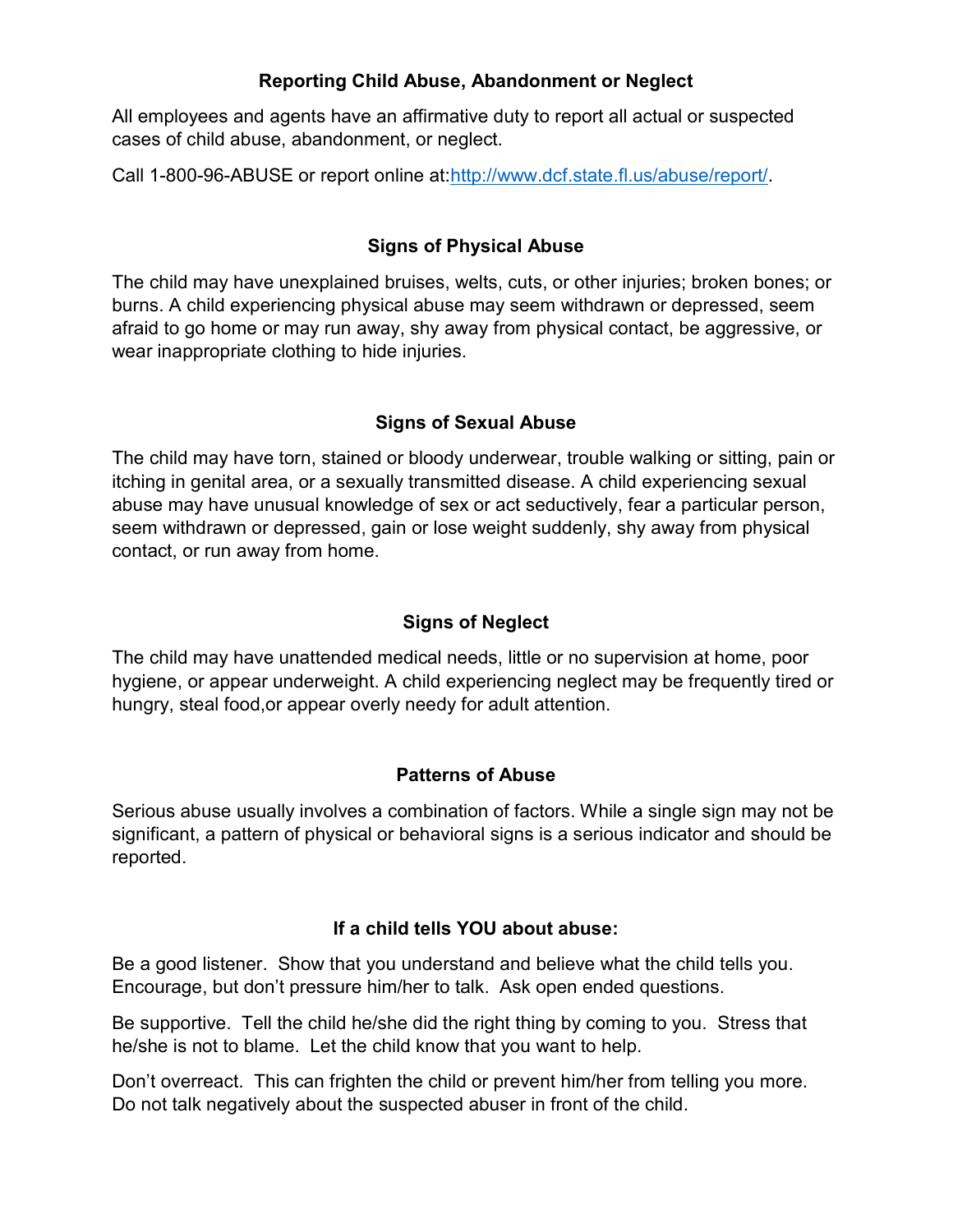## Reporting Child Abuse, Abandonment or Neglect

All employees and agents have an affirmative duty to report all actual or suspected cases of child abuse, abandonment, or neglect.

Call 1-800-96-ABUSE or report online at:[http://www.dcf.state.fl.us/abuse/report/](http://www.dcf.state.fl.us/abuse/report/).

## Signs of Physical Abuse

The child may have unexplained bruises, welts, cuts, or other injuries; broken bones; or burns. A child experiencing physical abuse may seem withdrawn or depressed, seem afraid to go home or may run away, shy away from physical contact, be aggressive, or wear inappropriate clothing to hide injuries.

## Signs of Sexual Abuse

The child may have torn, stained or bloody underwear, trouble walking or sitting, pain or itching in genital area, or a sexually transmitted disease. A child experiencing sexual abuse may have unusual knowledge of sex or act seductively, fear a particular person, seem withdrawn or depressed, gain or lose weight suddenly, shy away from physical contact, or run away from home.

## Signs of Neglect

The child may have unattended medical needs, little or no supervision at home, poor hygiene, or appear underweight. A child experiencing neglect may be frequently tired or hungry, steal food,or appear overly needy for adult attention.

## Patterns of Abuse

Serious abuse usually involves a combination of factors. While a single sign may not be significant, a pattern of physical or behavioral signs is a serious indicator and should be reported.

## If a child tells YOU about abuse:

Be a good listener. Show that you understand and believe what the child tells you. Encourage, but don't pressure him/her to talk. Ask open ended questions.

Be supportive. Tell the child he/she did the right thing by coming to you. Stress that he/she is not to blame. Let the child know that you want to help.

Don't overreact. This can frighten the child or prevent him/her from telling you more. Do not talk negatively about the suspected abuser in front of the child.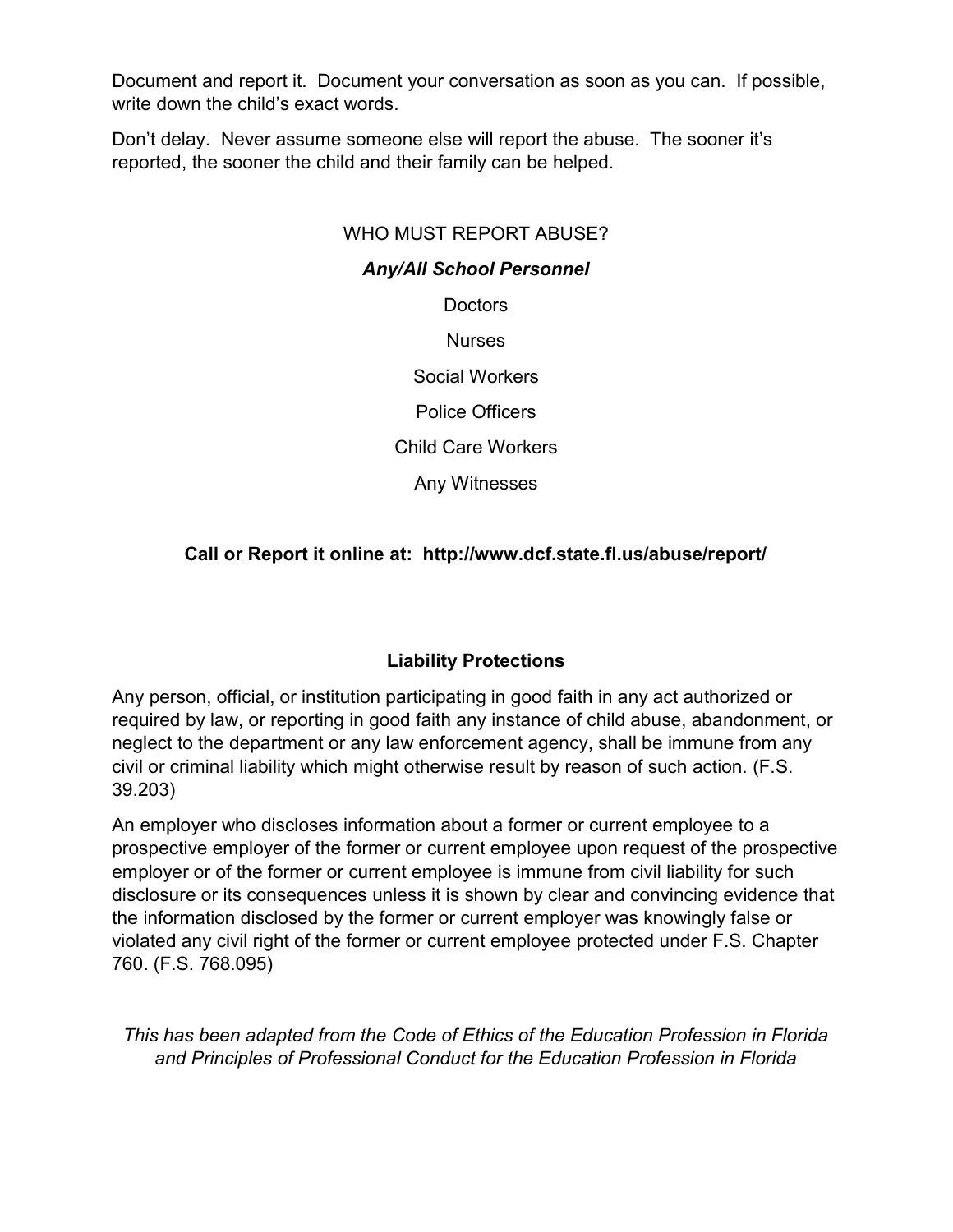Document and report it. Document your conversation as soon as you can. If possible, write down the child's exact words.

Don't delay. Never assume someone else will report the abuse. The sooner it's reported, the sooner the child and their family can be helped.

WHO MUST REPORT ABUSE?

***Any/All School Personnel***

Doctors

Nurses

Social Workers

Police Officers

Child Care Workers

Any Witnesses

**Call or Report it online at: http://www.dcf.state.fl.us/abuse/report/**

## Liability Protections

Any person, official, or institution participating in good faith in any act authorized or required by law, or reporting in good faith any instance of child abuse, abandonment, or neglect to the department or any law enforcement agency, shall be immune from any civil or criminal liability which might otherwise result by reason of such action. (F.S. 39.203)

An employer who discloses information about a former or current employee to a prospective employer of the former or current employee upon request of the prospective employer or of the former or current employee is immune from civil liability for such disclosure or its consequences unless it is shown by clear and convincing evidence that the information disclosed by the former or current employer was knowingly false or violated any civil right of the former or current employee protected under F.S. Chapter 760. (F.S. 768.095)

*This has been adapted from the Code of Ethics of the Education Profession in Florida and Principles of Professional Conduct for the Education Profession in Florida*